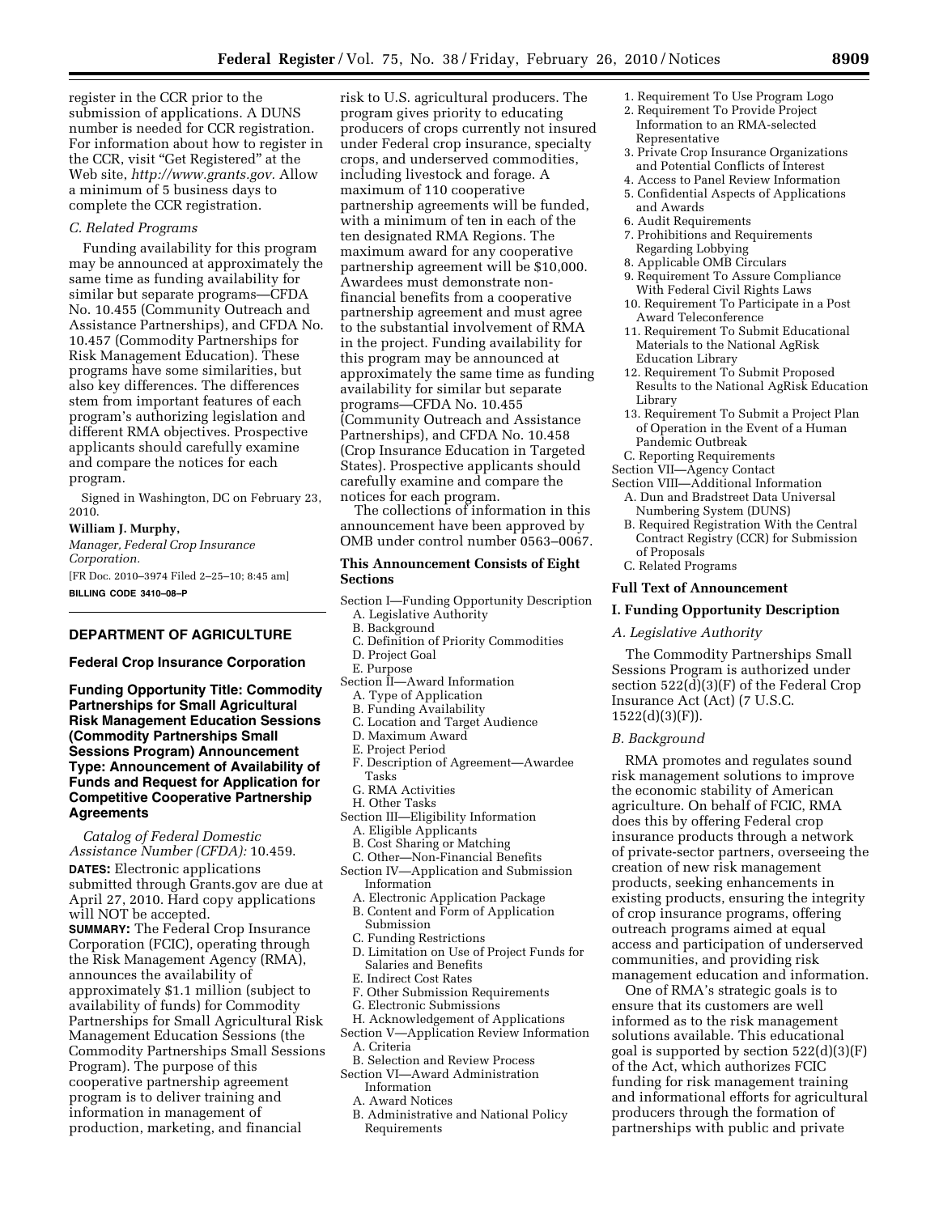register in the CCR prior to the submission of applications. A DUNS number is needed for CCR registration. For information about how to register in the CCR, visit "Get Registered" at the Web site, *http://www.grants.gov.* Allow a minimum of 5 business days to complete the CCR registration.

*C. Related Programs*

Funding availability for this program may be announced at approximately the same time as funding availability for similar but separate programs—CFDA No. 10.455 (Community Outreach and Assistance Partnerships), and CFDA No. 10.457 (Commodity Partnerships for Risk Management Education). These programs have some similarities, but also key differences. The differences stem from important features of each program's authorizing legislation and different RMA objectives. Prospective applicants should carefully examine and compare the notices for each program.

Signed in Washington, DC on February 23, 2010.

**William J. Murphy,**

*Manager, Federal Crop Insurance Corporation.*

[FR Doc. 2010–3974 Filed 2–25–10; 8:45 am]

**BILLING CODE 3410–08–P**

---

## DEPARTMENT OF AGRICULTURE

### Federal Crop Insurance Corporation

### Funding Opportunity Title: Commodity Partnerships for Small Agricultural Risk Management Education Sessions (Commodity Partnerships Small Sessions Program) Announcement Type: Announcement of Availability of Funds and Request for Application for Competitive Cooperative Partnership Agreements

*Catalog of Federal Domestic Assistance Number (CFDA):* 10.459.

**DATES:** Electronic applications submitted through Grants.gov are due at April 27, 2010. Hard copy applications will NOT be accepted.

**SUMMARY:** The Federal Crop Insurance Corporation (FCIC), operating through the Risk Management Agency (RMA), announces the availability of approximately $1.1 million (subject to availability of funds) for Commodity Partnerships for Small Agricultural Risk Management Education Sessions (the Commodity Partnerships Small Sessions Program). The purpose of this cooperative partnership agreement program is to deliver training and information in management of production, marketing, and financial risk to U.S. agricultural producers. The program gives priority to educating producers of crops currently not insured under Federal crop insurance, specialty crops, and underserved commodities, including livestock and forage. A maximum of 110 cooperative partnership agreements will be funded, with a minimum of ten in each of the ten designated RMA Regions. The maximum award for any cooperative partnership agreement will be $10,000. Awardees must demonstrate non-financial benefits from a cooperative partnership agreement and must agree to the substantial involvement of RMA in the project. Funding availability for this program may be announced at approximately the same time as funding availability for similar but separate programs—CFDA No. 10.455 (Community Outreach and Assistance Partnerships), and CFDA No. 10.458 (Crop Insurance Education in Targeted States). Prospective applicants should carefully examine and compare the notices for each program.

The collections of information in this announcement have been approved by OMB under control number 0563–0067.

**This Announcement Consists of Eight Sections**

Section I—Funding Opportunity Description
- A. Legislative Authority
- B. Background
- C. Definition of Priority Commodities
- D. Project Goal
- E. Purpose

Section II—Award Information
- A. Type of Application
- B. Funding Availability
- C. Location and Target Audience
- D. Maximum Award
- E. Project Period
- F. Description of Agreement—Awardee Tasks
- G. RMA Activities
- H. Other Tasks

Section III—Eligibility Information
- A. Eligible Applicants
- B. Cost Sharing or Matching
- C. Other—Non-Financial Benefits

Section IV—Application and Submission Information
- A. Electronic Application Package
- B. Content and Form of Application Submission
- C. Funding Restrictions
- D. Limitation on Use of Project Funds for Salaries and Benefits
- E. Indirect Cost Rates
- F. Other Submission Requirements
- G. Electronic Submissions
- H. Acknowledgement of Applications

Section V—Application Review Information
- A. Criteria
- B. Selection and Review Process

Section VI—Award Administration Information
- A. Award Notices
- B. Administrative and National Policy Requirements
  1. Requirement To Use Program Logo
  2. Requirement To Provide Project Information to an RMA-selected Representative
  3. Private Crop Insurance Organizations and Potential Conflicts of Interest
  4. Access to Panel Review Information
  5. Confidential Aspects of Applications and Awards
  6. Audit Requirements
  7. Prohibitions and Requirements Regarding Lobbying
  8. Applicable OMB Circulars
  9. Requirement To Assure Compliance With Federal Civil Rights Laws
  10. Requirement To Participate in a Post Award Teleconference
  11. Requirement To Submit Educational Materials to the National AgRisk Education Library
  12. Requirement To Submit Proposed Results to the National AgRisk Education Library
  13. Requirement To Submit a Project Plan of Operation in the Event of a Human Pandemic Outbreak
- C. Reporting Requirements

Section VII—Agency Contact

Section VIII—Additional Information
- A. Dun and Bradstreet Data Universal Numbering System (DUNS)
- B. Required Registration With the Central Contract Registry (CCR) for Submission of Proposals
- C. Related Programs

**Full Text of Announcement**

**I. Funding Opportunity Description**

*A. Legislative Authority*

The Commodity Partnerships Small Sessions Program is authorized under section 522(d)(3)(F) of the Federal Crop Insurance Act (Act) (7 U.S.C. 1522(d)(3)(F)).

*B. Background*

RMA promotes and regulates sound risk management solutions to improve the economic stability of American agriculture. On behalf of FCIC, RMA does this by offering Federal crop insurance products through a network of private-sector partners, overseeing the creation of new risk management products, seeking enhancements in existing products, ensuring the integrity of crop insurance programs, offering outreach programs aimed at equal access and participation of underserved communities, and providing risk management education and information.

One of RMA's strategic goals is to ensure that its customers are well informed as to the risk management solutions available. This educational goal is supported by section 522(d)(3)(F) of the Act, which authorizes FCIC funding for risk management training and informational efforts for agricultural producers through the formation of partnerships with public and private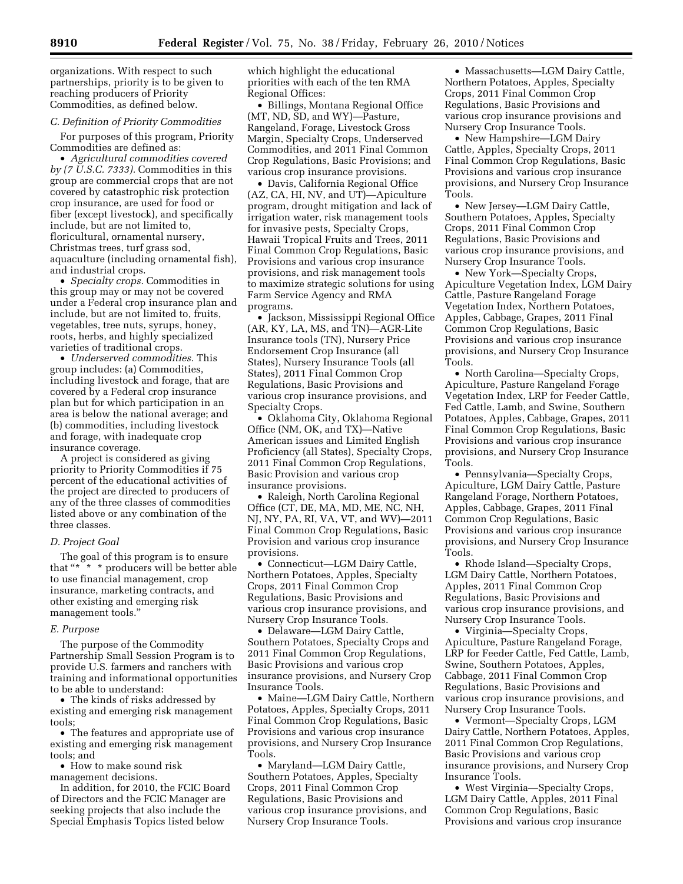organizations. With respect to such partnerships, priority is to be given to reaching producers of Priority Commodities, as defined below.

### *C. Definition of Priority Commodities*

For purposes of this program, Priority Commodities are defined as:

- *Agricultural commodities covered by (7 U.S.C. 7333).* Commodities in this group are commercial crops that are not covered by catastrophic risk protection crop insurance, are used for food or fiber (except livestock), and specifically include, but are not limited to, floricultural, ornamental nursery, Christmas trees, turf grass sod, aquaculture (including ornamental fish), and industrial crops.
- *Specialty crops.* Commodities in this group may or may not be covered under a Federal crop insurance plan and include, but are not limited to, fruits, vegetables, tree nuts, syrups, honey, roots, herbs, and highly specialized varieties of traditional crops.
- *Underserved commodities.* This group includes: (a) Commodities, including livestock and forage, that are covered by a Federal crop insurance plan but for which participation in an area is below the national average; and (b) commodities, including livestock and forage, with inadequate crop insurance coverage.

A project is considered as giving priority to Priority Commodities if 75 percent of the educational activities of the project are directed to producers of any of the three classes of commodities listed above or any combination of the three classes.

### *D. Project Goal*

The goal of this program is to ensure that "* * * producers will be better able to use financial management, crop insurance, marketing contracts, and other existing and emerging risk management tools."

### *E. Purpose*

The purpose of the Commodity Partnership Small Session Program is to provide U.S. farmers and ranchers with training and informational opportunities to be able to understand:

- The kinds of risks addressed by existing and emerging risk management tools;
- The features and appropriate use of existing and emerging risk management tools; and
- How to make sound risk management decisions.

In addition, for 2010, the FCIC Board of Directors and the FCIC Manager are seeking projects that also include the Special Emphasis Topics listed below which highlight the educational priorities with each of the ten RMA Regional Offices:

- Billings, Montana Regional Office (MT, ND, SD, and WY)—Pasture, Rangeland, Forage, Livestock Gross Margin, Specialty Crops, Underserved Commodities, and 2011 Final Common Crop Regulations, Basic Provisions; and various crop insurance provisions.
- Davis, California Regional Office (AZ, CA, HI, NV, and UT)—Apiculture program, drought mitigation and lack of irrigation water, risk management tools for invasive pests, Specialty Crops, Hawaii Tropical Fruits and Trees, 2011 Final Common Crop Regulations, Basic Provisions and various crop insurance provisions, and risk management tools to maximize strategic solutions for using Farm Service Agency and RMA programs.
- Jackson, Mississippi Regional Office (AR, KY, LA, MS, and TN)—AGR-Lite Insurance tools (TN), Nursery Price Endorsement Crop Insurance (all States), Nursery Insurance Tools (all States), 2011 Final Common Crop Regulations, Basic Provisions and various crop insurance provisions, and Specialty Crops.
- Oklahoma City, Oklahoma Regional Office (NM, OK, and TX)—Native American issues and Limited English Proficiency (all States), Specialty Crops, 2011 Final Common Crop Regulations, Basic Provision and various crop insurance provisions.
- Raleigh, North Carolina Regional Office (CT, DE, MA, MD, ME, NC, NH, NJ, NY, PA, RI, VA, VT, and WV)—2011 Final Common Crop Regulations, Basic Provision and various crop insurance provisions.
- Connecticut—LGM Dairy Cattle, Northern Potatoes, Apples, Specialty Crops, 2011 Final Common Crop Regulations, Basic Provisions and various crop insurance provisions, and Nursery Crop Insurance Tools.
- Delaware—LGM Dairy Cattle, Southern Potatoes, Specialty Crops and 2011 Final Common Crop Regulations, Basic Provisions and various crop insurance provisions, and Nursery Crop Insurance Tools.
- Maine—LGM Dairy Cattle, Northern Potatoes, Apples, Specialty Crops, 2011 Final Common Crop Regulations, Basic Provisions and various crop insurance provisions, and Nursery Crop Insurance Tools.
- Maryland—LGM Dairy Cattle, Southern Potatoes, Apples, Specialty Crops, 2011 Final Common Crop Regulations, Basic Provisions and various crop insurance provisions, and Nursery Crop Insurance Tools.
- Massachusetts—LGM Dairy Cattle, Northern Potatoes, Apples, Specialty Crops, 2011 Final Common Crop Regulations, Basic Provisions and various crop insurance provisions and Nursery Crop Insurance Tools.
- New Hampshire—LGM Dairy Cattle, Apples, Specialty Crops, 2011 Final Common Crop Regulations, Basic Provisions and various crop insurance provisions, and Nursery Crop Insurance Tools.
- New Jersey—LGM Dairy Cattle, Southern Potatoes, Apples, Specialty Crops, 2011 Final Common Crop Regulations, Basic Provisions and various crop insurance provisions, and Nursery Crop Insurance Tools.
- New York—Specialty Crops, Apiculture Vegetation Index, LGM Dairy Cattle, Pasture Rangeland Forage Vegetation Index, Northern Potatoes, Apples, Cabbage, Grapes, 2011 Final Common Crop Regulations, Basic Provisions and various crop insurance provisions, and Nursery Crop Insurance Tools.
- North Carolina—Specialty Crops, Apiculture, Pasture Rangeland Forage Vegetation Index, LRP for Feeder Cattle, Fed Cattle, Lamb, and Swine, Southern Potatoes, Apples, Cabbage, Grapes, 2011 Final Common Crop Regulations, Basic Provisions and various crop insurance provisions, and Nursery Crop Insurance Tools.
- Pennsylvania—Specialty Crops, Apiculture, LGM Dairy Cattle, Pasture Rangeland Forage, Northern Potatoes, Apples, Cabbage, Grapes, 2011 Final Common Crop Regulations, Basic Provisions and various crop insurance provisions, and Nursery Crop Insurance Tools.
- Rhode Island—Specialty Crops, LGM Dairy Cattle, Northern Potatoes, Apples, 2011 Final Common Crop Regulations, Basic Provisions and various crop insurance provisions, and Nursery Crop Insurance Tools.
- Virginia—Specialty Crops, Apiculture, Pasture Rangeland Forage, LRP for Feeder Cattle, Fed Cattle, Lamb, Swine, Southern Potatoes, Apples, Cabbage, 2011 Final Common Crop Regulations, Basic Provisions and various crop insurance provisions, and Nursery Crop Insurance Tools.
- Vermont—Specialty Crops, LGM Dairy Cattle, Northern Potatoes, Apples, 2011 Final Common Crop Regulations, Basic Provisions and various crop insurance provisions, and Nursery Crop Insurance Tools.
- West Virginia—Specialty Crops, LGM Dairy Cattle, Apples, 2011 Final Common Crop Regulations, Basic Provisions and various crop insurance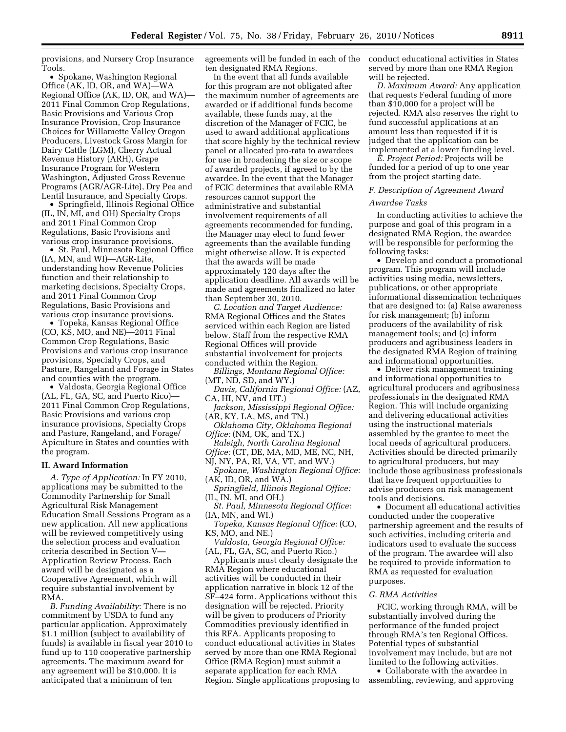provisions, and Nursery Crop Insurance Tools.

- Spokane, Washington Regional Office (AK, ID, OR, and WA)—WA Regional Office (AK, ID, OR, and WA)—2011 Final Common Crop Regulations, Basic Provisions and Various Crop Insurance Provision, Crop Insurance Choices for Willamette Valley Oregon Producers, Livestock Gross Margin for Dairy Cattle (LGM), Cherry Actual Revenue History (ARH), Grape Insurance Program for Western Washington, Adjusted Gross Revenue Programs (AGR/AGR-Lite), Dry Pea and Lentil Insurance, and Specialty Crops.
- Springfield, Illinois Regional Office (IL, IN, MI, and OH) Specialty Crops and 2011 Final Common Crop Regulations, Basic Provisions and various crop insurance provisions.
- St. Paul, Minnesota Regional Office (IA, MN, and WI)—AGR-Lite, understanding how Revenue Policies function and their relationship to marketing decisions, Specialty Crops, and 2011 Final Common Crop Regulations, Basic Provisions and various crop insurance provisions.
- Topeka, Kansas Regional Office (CO, KS, MO, and NE)—2011 Final Common Crop Regulations, Basic Provisions and various crop insurance provisions, Specialty Crops, and Pasture, Rangeland and Forage in States and counties with the program.
- Valdosta, Georgia Regional Office (AL, FL, GA, SC, and Puerto Rico)—2011 Final Common Crop Regulations, Basic Provisions and various crop insurance provisions, Specialty Crops and Pasture, Rangeland, and Forage/Apiculture in States and counties with the program.

## II. Award Information

*A. Type of Application:* In FY 2010, applications may be submitted to the Commodity Partnership for Small Agricultural Risk Management Education Small Sessions Program as a new application. All new applications will be reviewed competitively using the selection process and evaluation criteria described in Section V—Application Review Process. Each award will be designated as a Cooperative Agreement, which will require substantial involvement by RMA.

*B. Funding Availability:* There is no commitment by USDA to fund any particular application. Approximately $1.1 million (subject to availability of funds) is available in fiscal year 2010 to fund up to 110 cooperative partnership agreements. The maximum award for any agreement will be $10,000. It is anticipated that a minimum of ten agreements will be funded in each of the ten designated RMA Regions.

In the event that all funds available for this program are not obligated after the maximum number of agreements are awarded or if additional funds become available, these funds may, at the discretion of the Manager of FCIC, be used to award additional applications that score highly by the technical review panel or allocated pro-rata to awardees for use in broadening the size or scope of awarded projects, if agreed to by the awardee. In the event that the Manager of FCIC determines that available RMA resources cannot support the administrative and substantial involvement requirements of all agreements recommended for funding, the Manager may elect to fund fewer agreements than the available funding might otherwise allow. It is expected that the awards will be made approximately 120 days after the application deadline. All awards will be made and agreements finalized no later than September 30, 2010.

*C. Location and Target Audience:* RMA Regional Offices and the States serviced within each Region are listed below. Staff from the respective RMA Regional Offices will provide substantial involvement for projects conducted within the Region.

*Billings, Montana Regional Office:* (MT, ND, SD, and WY.)

*Davis, California Regional Office:* (AZ, CA, HI, NV, and UT.)

*Jackson, Mississippi Regional Office:* (AR, KY, LA, MS, and TN.)

*Oklahoma City, Oklahoma Regional Office:* (NM, OK, and TX.)

*Raleigh, North Carolina Regional Office:* (CT, DE, MA, MD, ME, NC, NH, NJ, NY, PA, RI, VA, VT, and WV.)

*Spokane, Washington Regional Office:* (AK, ID, OR, and WA.)

*Springfield, Illinois Regional Office:* (IL, IN, MI, and OH.)

*St. Paul, Minnesota Regional Office:* (IA, MN, and WI.)

*Topeka, Kansas Regional Office:* (CO, KS, MO, and NE.)

*Valdosta, Georgia Regional Office:* (AL, FL, GA, SC, and Puerto Rico.)

Applicants must clearly designate the RMA Region where educational activities will be conducted in their application narrative in block 12 of the SF–424 form. Applications without this designation will be rejected. Priority will be given to producers of Priority Commodities previously identified in this RFA. Applicants proposing to conduct educational activities in States served by more than one RMA Regional Office (RMA Region) must submit a separate application for each RMA Region. Single applications proposing to conduct educational activities in States served by more than one RMA Region will be rejected.

*D. Maximum Award:* Any application that requests Federal funding of more than $10,000 for a project will be rejected. RMA also reserves the right to fund successful applications at an amount less than requested if it is judged that the application can be implemented at a lower funding level.

*E. Project Period:* Projects will be funded for a period of up to one year from the project starting date.

### *F. Description of Agreement Award*

#### *Awardee Tasks*

In conducting activities to achieve the purpose and goal of this program in a designated RMA Region, the awardee will be responsible for performing the following tasks:

- Develop and conduct a promotional program. This program will include activities using media, newsletters, publications, or other appropriate informational dissemination techniques that are designed to: (a) Raise awareness for risk management; (b) inform producers of the availability of risk management tools; and (c) inform producers and agribusiness leaders in the designated RMA Region of training and informational opportunities.
- Deliver risk management training and informational opportunities to agricultural producers and agribusiness professionals in the designated RMA Region. This will include organizing and delivering educational activities using the instructional materials assembled by the grantee to meet the local needs of agricultural producers. Activities should be directed primarily to agricultural producers, but may include those agribusiness professionals that have frequent opportunities to advise producers on risk management tools and decisions.
- Document all educational activities conducted under the cooperative partnership agreement and the results of such activities, including criteria and indicators used to evaluate the success of the program. The awardee will also be required to provide information to RMA as requested for evaluation purposes.

### *G. RMA Activities*

FCIC, working through RMA, will be substantially involved during the performance of the funded project through RMA's ten Regional Offices. Potential types of substantial involvement may include, but are not limited to the following activities.

- Collaborate with the awardee in assembling, reviewing, and approving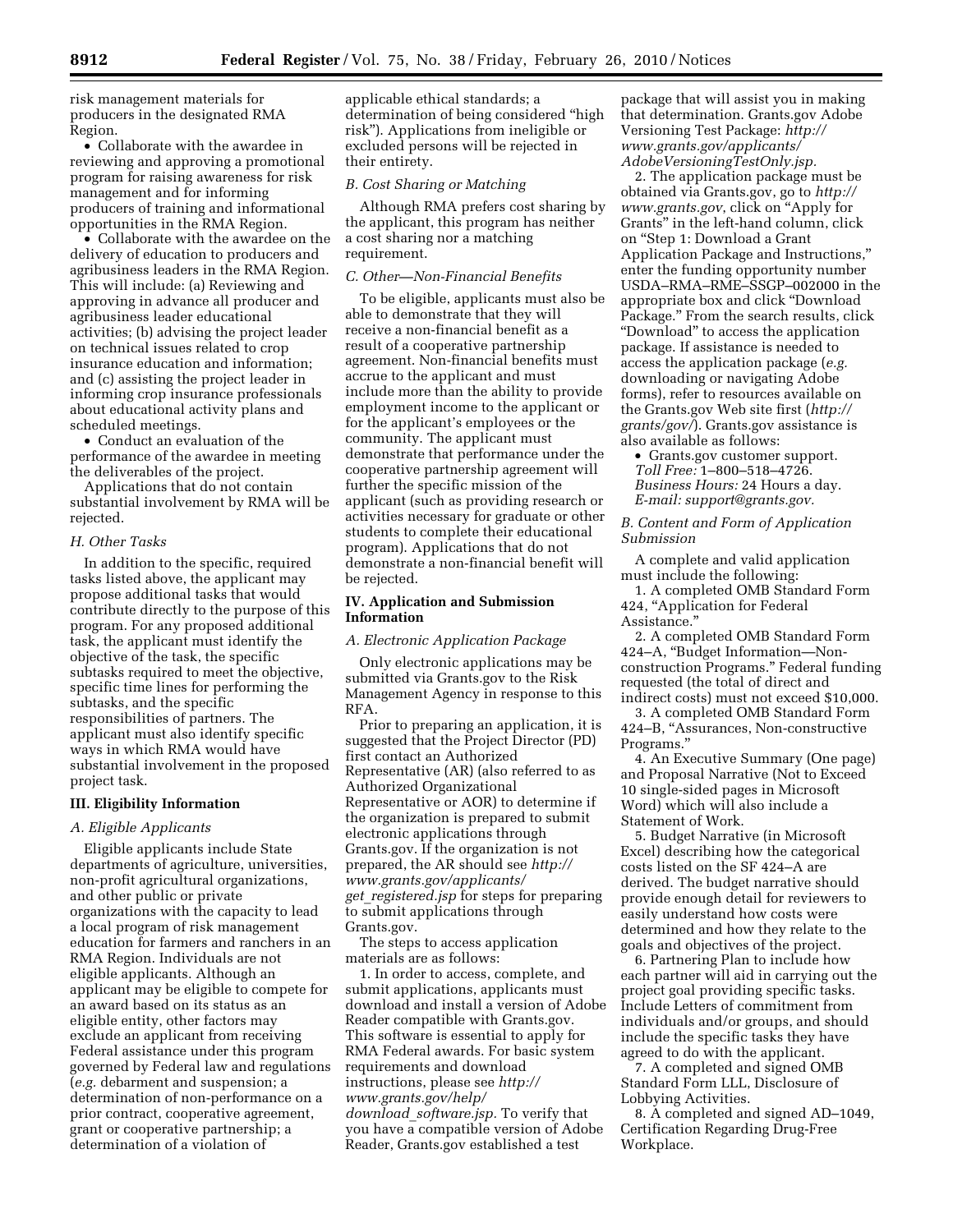risk management materials for producers in the designated RMA Region.

- Collaborate with the awardee in reviewing and approving a promotional program for raising awareness for risk management and for informing producers of training and informational opportunities in the RMA Region.
- Collaborate with the awardee on the delivery of education to producers and agribusiness leaders in the RMA Region. This will include: (a) Reviewing and approving in advance all producer and agribusiness leader educational activities; (b) advising the project leader on technical issues related to crop insurance education and information; and (c) assisting the project leader in informing crop insurance professionals about educational activity plans and scheduled meetings.
- Conduct an evaluation of the performance of the awardee in meeting the deliverables of the project.

Applications that do not contain substantial involvement by RMA will be rejected.

### *H. Other Tasks*

In addition to the specific, required tasks listed above, the applicant may propose additional tasks that would contribute directly to the purpose of this program. For any proposed additional task, the applicant must identify the objective of the task, the specific subtasks required to meet the objective, specific time lines for performing the subtasks, and the specific responsibilities of partners. The applicant must also identify specific ways in which RMA would have substantial involvement in the proposed project task.

## III. Eligibility Information

### *A. Eligible Applicants*

Eligible applicants include State departments of agriculture, universities, non-profit agricultural organizations, and other public or private organizations with the capacity to lead a local program of risk management education for farmers and ranchers in an RMA Region. Individuals are not eligible applicants. Although an applicant may be eligible to compete for an award based on its status as an eligible entity, other factors may exclude an applicant from receiving Federal assistance under this program governed by Federal law and regulations (*e.g.* debarment and suspension; a determination of non-performance on a prior contract, cooperative agreement, grant or cooperative partnership; a determination of a violation of applicable ethical standards; a determination of being considered "high risk"). Applications from ineligible or excluded persons will be rejected in their entirety.

### *B. Cost Sharing or Matching*

Although RMA prefers cost sharing by the applicant, this program has neither a cost sharing nor a matching requirement.

### *C. Other—Non-Financial Benefits*

To be eligible, applicants must also be able to demonstrate that they will receive a non-financial benefit as a result of a cooperative partnership agreement. Non-financial benefits must accrue to the applicant and must include more than the ability to provide employment income to the applicant or for the applicant's employees or the community. The applicant must demonstrate that performance under the cooperative partnership agreement will further the specific mission of the applicant (such as providing research or activities necessary for graduate or other students to complete their educational program). Applications that do not demonstrate a non-financial benefit will be rejected.

## IV. Application and Submission Information

### *A. Electronic Application Package*

Only electronic applications may be submitted via Grants.gov to the Risk Management Agency in response to this RFA.

Prior to preparing an application, it is suggested that the Project Director (PD) first contact an Authorized Representative (AR) (also referred to as Authorized Organizational Representative or AOR) to determine if the organization is prepared to submit electronic applications through Grants.gov. If the organization is not prepared, the AR should see *http://www.grants.gov/applicants/get_registered.jsp* for steps for preparing to submit applications through Grants.gov.

The steps to access application materials are as follows:

1. In order to access, complete, and submit applications, applicants must download and install a version of Adobe Reader compatible with Grants.gov. This software is essential to apply for RMA Federal awards. For basic system requirements and download instructions, please see *http://www.grants.gov/help/download_software.jsp.* To verify that you have a compatible version of Adobe Reader, Grants.gov established a test package that will assist you in making that determination. Grants.gov Adobe Versioning Test Package: *http://www.grants.gov/applicants/AdobeVersioningTestOnly.jsp.*

2. The application package must be obtained via Grants.gov, go to *http://www.grants.gov,* click on "Apply for Grants" in the left-hand column, click on "Step 1: Download a Grant Application Package and Instructions," enter the funding opportunity number USDA–RMA–RME–SSGP–002000 in the appropriate box and click "Download Package." From the search results, click "Download" to access the application package. If assistance is needed to access the application package (*e.g.* downloading or navigating Adobe forms), refer to resources available on the Grants.gov Web site first (*http://grants/gov/*). Grants.gov assistance is also available as follows:

- Grants.gov customer support.
*Toll Free:* 1–800–518–4726.
*Business Hours:* 24 Hours a day.
*E-mail: support@grants.gov.*

### *B. Content and Form of Application Submission*

A complete and valid application must include the following:

1. A completed OMB Standard Form 424, "Application for Federal Assistance."
2. A completed OMB Standard Form 424–A, "Budget Information—Non-construction Programs." Federal funding requested (the total of direct and indirect costs) must not exceed $10,000.
3. A completed OMB Standard Form 424–B, "Assurances, Non-constructive Programs."
4. An Executive Summary (One page) and Proposal Narrative (Not to Exceed 10 single-sided pages in Microsoft Word) which will also include a Statement of Work.
5. Budget Narrative (in Microsoft Excel) describing how the categorical costs listed on the SF 424–A are derived. The budget narrative should provide enough detail for reviewers to easily understand how costs were determined and how they relate to the goals and objectives of the project.
6. Partnering Plan to include how each partner will aid in carrying out the project goal providing specific tasks. Include Letters of commitment from individuals and/or groups, and should include the specific tasks they have agreed to do with the applicant.
7. A completed and signed OMB Standard Form LLL, Disclosure of Lobbying Activities.
8. A completed and signed AD–1049, Certification Regarding Drug-Free Workplace.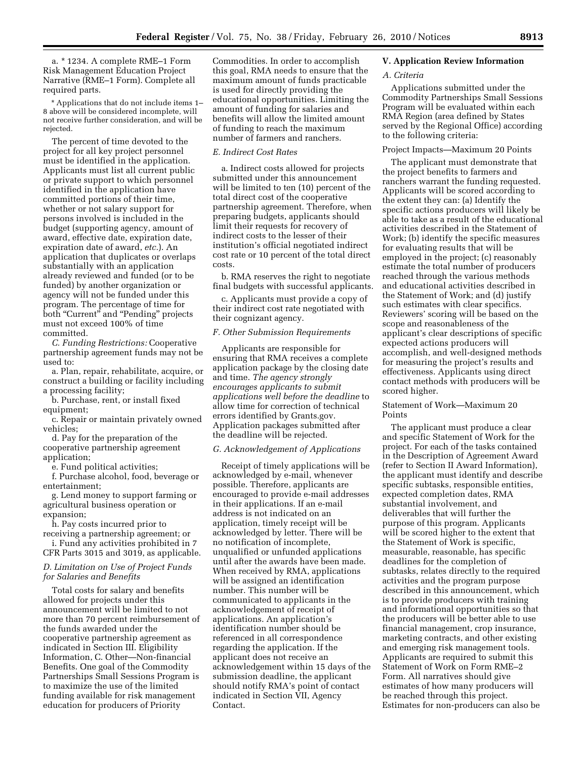a. * 1234. A complete RME–1 Form Risk Management Education Project Narrative (RME–1 Form). Complete all required parts.

* Applications that do not include items 1–8 above will be considered incomplete, will not receive further consideration, and will be rejected.

The percent of time devoted to the project for all key project personnel must be identified in the application. Applicants must list all current public or private support to which personnel identified in the application have committed portions of their time, whether or not salary support for persons involved is included in the budget (supporting agency, amount of award, effective date, expiration date, expiration date of award, *etc.*). An application that duplicates or overlaps substantially with an application already reviewed and funded (or to be funded) by another organization or agency will not be funded under this program. The percentage of time for both "Current" and "Pending" projects must not exceed 100% of time committed.

*C. Funding Restrictions:* Cooperative partnership agreement funds may not be used to:

a. Plan, repair, rehabilitate, acquire, or construct a building or facility including a processing facility;

b. Purchase, rent, or install fixed equipment;

c. Repair or maintain privately owned vehicles;

d. Pay for the preparation of the cooperative partnership agreement application;

e. Fund political activities;

f. Purchase alcohol, food, beverage or entertainment;

g. Lend money to support farming or agricultural business operation or expansion;

h. Pay costs incurred prior to receiving a partnership agreement; or

i. Fund any activities prohibited in 7 CFR Parts 3015 and 3019, as applicable.

### *D. Limitation on Use of Project Funds for Salaries and Benefits*

Total costs for salary and benefits allowed for projects under this announcement will be limited to not more than 70 percent reimbursement of the funds awarded under the cooperative partnership agreement as indicated in Section III. Eligibility Information, C. Other—Non-financial Benefits. One goal of the Commodity Partnerships Small Sessions Program is to maximize the use of the limited funding available for risk management education for producers of Priority Commodities. In order to accomplish this goal, RMA needs to ensure that the maximum amount of funds practicable is used for directly providing the educational opportunities. Limiting the amount of funding for salaries and benefits will allow the limited amount of funding to reach the maximum number of farmers and ranchers.

### *E. Indirect Cost Rates*

a. Indirect costs allowed for projects submitted under this announcement will be limited to ten (10) percent of the total direct cost of the cooperative partnership agreement. Therefore, when preparing budgets, applicants should limit their requests for recovery of indirect costs to the lesser of their institution's official negotiated indirect cost rate or 10 percent of the total direct costs.

b. RMA reserves the right to negotiate final budgets with successful applicants.

c. Applicants must provide a copy of their indirect cost rate negotiated with their cognizant agency.

### *F. Other Submission Requirements*

Applicants are responsible for ensuring that RMA receives a complete application package by the closing date and time. *The agency strongly encourages applicants to submit applications well before the deadline* to allow time for correction of technical errors identified by Grants.gov. Application packages submitted after the deadline will be rejected.

### *G. Acknowledgement of Applications*

Receipt of timely applications will be acknowledged by e-mail, whenever possible. Therefore, applicants are encouraged to provide e-mail addresses in their applications. If an e-mail address is not indicated on an application, timely receipt will be acknowledged by letter. There will be no notification of incomplete, unqualified or unfunded applications until after the awards have been made. When received by RMA, applications will be assigned an identification number. This number will be communicated to applicants in the acknowledgement of receipt of applications. An application's identification number should be referenced in all correspondence regarding the application. If the applicant does not receive an acknowledgement within 15 days of the submission deadline, the applicant should notify RMA's point of contact indicated in Section VII, Agency Contact.

## V. Application Review Information

### *A. Criteria*

Applications submitted under the Commodity Partnerships Small Sessions Program will be evaluated within each RMA Region (area defined by States served by the Regional Office) according to the following criteria:

Project Impacts—Maximum 20 Points

The applicant must demonstrate that the project benefits to farmers and ranchers warrant the funding requested. Applicants will be scored according to the extent they can: (a) Identify the specific actions producers will likely be able to take as a result of the educational activities described in the Statement of Work; (b) identify the specific measures for evaluating results that will be employed in the project; (c) reasonably estimate the total number of producers reached through the various methods and educational activities described in the Statement of Work; and (d) justify such estimates with clear specifics. Reviewers' scoring will be based on the scope and reasonableness of the applicant's clear descriptions of specific expected actions producers will accomplish, and well-designed methods for measuring the project's results and effectiveness. Applicants using direct contact methods with producers will be scored higher.

Statement of Work—Maximum 20 Points

The applicant must produce a clear and specific Statement of Work for the project. For each of the tasks contained in the Description of Agreement Award (refer to Section II Award Information), the applicant must identify and describe specific subtasks, responsible entities, expected completion dates, RMA substantial involvement, and deliverables that will further the purpose of this program. Applicants will be scored higher to the extent that the Statement of Work is specific, measurable, reasonable, has specific deadlines for the completion of subtasks, relates directly to the required activities and the program purpose described in this announcement, which is to provide producers with training and informational opportunities so that the producers will be better able to use financial management, crop insurance, marketing contracts, and other existing and emerging risk management tools. Applicants are required to submit this Statement of Work on Form RME–2 Form. All narratives should give estimates of how many producers will be reached through this project. Estimates for non-producers can also be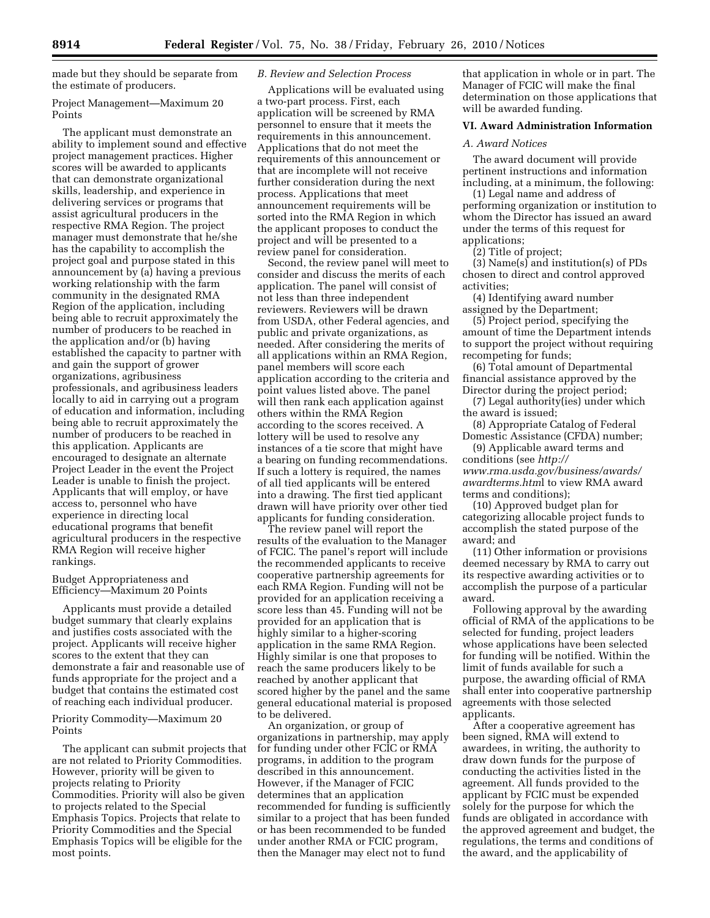made but they should be separate from the estimate of producers.

Project Management—Maximum 20 Points

The applicant must demonstrate an ability to implement sound and effective project management practices. Higher scores will be awarded to applicants that can demonstrate organizational skills, leadership, and experience in delivering services or programs that assist agricultural producers in the respective RMA Region. The project manager must demonstrate that he/she has the capability to accomplish the project goal and purpose stated in this announcement by (a) having a previous working relationship with the farm community in the designated RMA Region of the application, including being able to recruit approximately the number of producers to be reached in the application and/or (b) having established the capacity to partner with and gain the support of grower organizations, agribusiness professionals, and agribusiness leaders locally to aid in carrying out a program of education and information, including being able to recruit approximately the number of producers to be reached in this application. Applicants are encouraged to designate an alternate Project Leader in the event the Project Leader is unable to finish the project. Applicants that will employ, or have access to, personnel who have experience in directing local educational programs that benefit agricultural producers in the respective RMA Region will receive higher rankings.

Budget Appropriateness and Efficiency—Maximum 20 Points

Applicants must provide a detailed budget summary that clearly explains and justifies costs associated with the project. Applicants will receive higher scores to the extent that they can demonstrate a fair and reasonable use of funds appropriate for the project and a budget that contains the estimated cost of reaching each individual producer.

Priority Commodity—Maximum 20 Points

The applicant can submit projects that are not related to Priority Commodities. However, priority will be given to projects relating to Priority Commodities. Priority will also be given to projects related to the Special Emphasis Topics. Projects that relate to Priority Commodities and the Special Emphasis Topics will be eligible for the most points.

*B. Review and Selection Process*

Applications will be evaluated using a two-part process. First, each application will be screened by RMA personnel to ensure that it meets the requirements in this announcement. Applications that do not meet the requirements of this announcement or that are incomplete will not receive further consideration during the next process. Applications that meet announcement requirements will be sorted into the RMA Region in which the applicant proposes to conduct the project and will be presented to a review panel for consideration.

Second, the review panel will meet to consider and discuss the merits of each application. The panel will consist of not less than three independent reviewers. Reviewers will be drawn from USDA, other Federal agencies, and public and private organizations, as needed. After considering the merits of all applications within an RMA Region, panel members will score each application according to the criteria and point values listed above. The panel will then rank each application against others within the RMA Region according to the scores received. A lottery will be used to resolve any instances of a tie score that might have a bearing on funding recommendations. If such a lottery is required, the names of all tied applicants will be entered into a drawing. The first tied applicant drawn will have priority over other tied applicants for funding consideration.

The review panel will report the results of the evaluation to the Manager of FCIC. The panel's report will include the recommended applicants to receive cooperative partnership agreements for each RMA Region. Funding will not be provided for an application receiving a score less than 45. Funding will not be provided for an application that is highly similar to a higher-scoring application in the same RMA Region. Highly similar is one that proposes to reach the same producers likely to be reached by another applicant that scored higher by the panel and the same general educational material is proposed to be delivered.

An organization, or group of organizations in partnership, may apply for funding under other FCIC or RMA programs, in addition to the program described in this announcement. However, if the Manager of FCIC determines that an application recommended for funding is sufficiently similar to a project that has been funded or has been recommended to be funded under another RMA or FCIC program, then the Manager may elect not to fund that application in whole or in part. The Manager of FCIC will make the final determination on those applications that will be awarded funding.

## VI. Award Administration Information

*A. Award Notices*

The award document will provide pertinent instructions and information including, at a minimum, the following:

(1) Legal name and address of performing organization or institution to whom the Director has issued an award under the terms of this request for applications;

(2) Title of project;

(3) Name(s) and institution(s) of PDs chosen to direct and control approved activities;

(4) Identifying award number assigned by the Department;

(5) Project period, specifying the amount of time the Department intends to support the project without requiring recompeting for funds;

(6) Total amount of Departmental financial assistance approved by the Director during the project period;

(7) Legal authority(ies) under which the award is issued;

(8) Appropriate Catalog of Federal Domestic Assistance (CFDA) number;

(9) Applicable award terms and conditions (see *http://www.rma.usda.gov/business/awards/awardterms.html* to view RMA award terms and conditions);

(10) Approved budget plan for categorizing allocable project funds to accomplish the stated purpose of the award; and

(11) Other information or provisions deemed necessary by RMA to carry out its respective awarding activities or to accomplish the purpose of a particular award.

Following approval by the awarding official of RMA of the applications to be selected for funding, project leaders whose applications have been selected for funding will be notified. Within the limit of funds available for such a purpose, the awarding official of RMA shall enter into cooperative partnership agreements with those selected applicants.

After a cooperative agreement has been signed, RMA will extend to awardees, in writing, the authority to draw down funds for the purpose of conducting the activities listed in the agreement. All funds provided to the applicant by FCIC must be expended solely for the purpose for which the funds are obligated in accordance with the approved agreement and budget, the regulations, the terms and conditions of the award, and the applicability of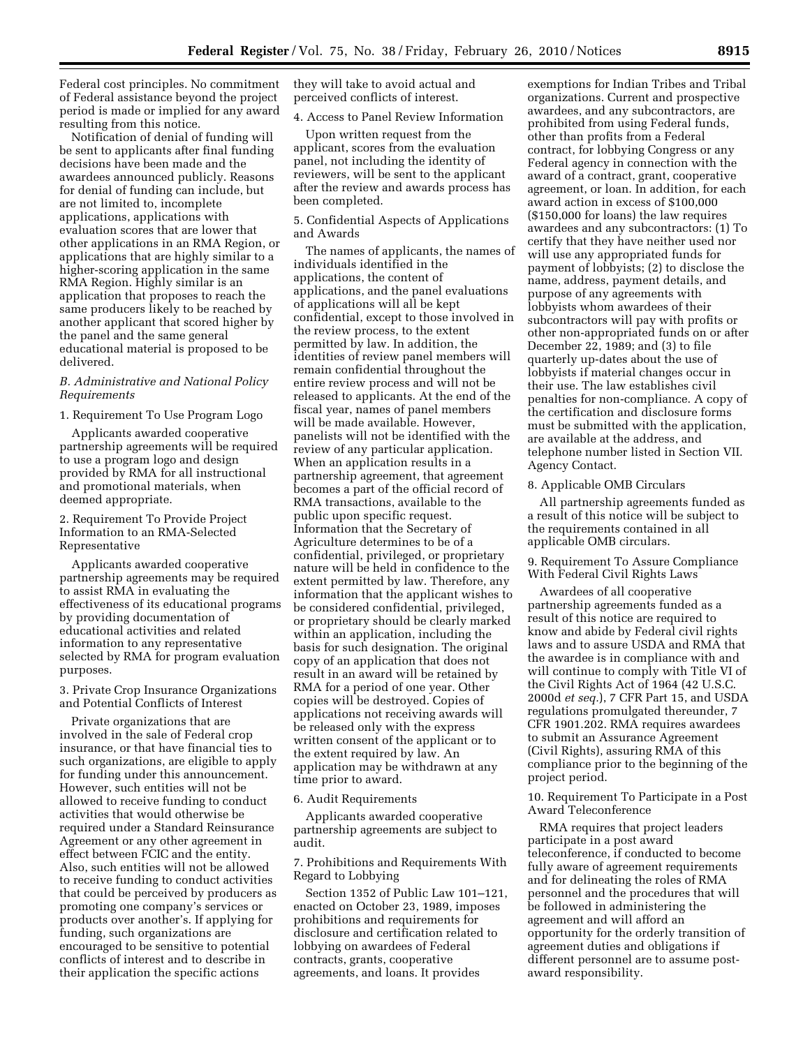Federal cost principles. No commitment of Federal assistance beyond the project period is made or implied for any award resulting from this notice.

Notification of denial of funding will be sent to applicants after final funding decisions have been made and the awardees announced publicly. Reasons for denial of funding can include, but are not limited to, incomplete applications, applications with evaluation scores that are lower that other applications in an RMA Region, or applications that are highly similar to a higher-scoring application in the same RMA Region. Highly similar is an application that proposes to reach the same producers likely to be reached by another applicant that scored higher by the panel and the same general educational material is proposed to be delivered.

### *B. Administrative and National Policy Requirements*

1. Requirement To Use Program Logo

Applicants awarded cooperative partnership agreements will be required to use a program logo and design provided by RMA for all instructional and promotional materials, when deemed appropriate.

2. Requirement To Provide Project Information to an RMA-Selected Representative

Applicants awarded cooperative partnership agreements may be required to assist RMA in evaluating the effectiveness of its educational programs by providing documentation of educational activities and related information to any representative selected by RMA for program evaluation purposes.

3. Private Crop Insurance Organizations and Potential Conflicts of Interest

Private organizations that are involved in the sale of Federal crop insurance, or that have financial ties to such organizations, are eligible to apply for funding under this announcement. However, such entities will not be allowed to receive funding to conduct activities that would otherwise be required under a Standard Reinsurance Agreement or any other agreement in effect between FCIC and the entity. Also, such entities will not be allowed to receive funding to conduct activities that could be perceived by producers as promoting one company's services or products over another's. If applying for funding, such organizations are encouraged to be sensitive to potential conflicts of interest and to describe in their application the specific actions they will take to avoid actual and perceived conflicts of interest.

4. Access to Panel Review Information

Upon written request from the applicant, scores from the evaluation panel, not including the identity of reviewers, will be sent to the applicant after the review and awards process has been completed.

5. Confidential Aspects of Applications and Awards

The names of applicants, the names of individuals identified in the applications, the content of applications, and the panel evaluations of applications will all be kept confidential, except to those involved in the review process, to the extent permitted by law. In addition, the identities of review panel members will remain confidential throughout the entire review process and will not be released to applicants. At the end of the fiscal year, names of panel members will be made available. However, panelists will not be identified with the review of any particular application. When an application results in a partnership agreement, that agreement becomes a part of the official record of RMA transactions, available to the public upon specific request. Information that the Secretary of Agriculture determines to be of a confidential, privileged, or proprietary nature will be held in confidence to the extent permitted by law. Therefore, any information that the applicant wishes to be considered confidential, privileged, or proprietary should be clearly marked within an application, including the basis for such designation. The original copy of an application that does not result in an award will be retained by RMA for a period of one year. Other copies will be destroyed. Copies of applications not receiving awards will be released only with the express written consent of the applicant or to the extent required by law. An application may be withdrawn at any time prior to award.

6. Audit Requirements

Applicants awarded cooperative partnership agreements are subject to audit.

7. Prohibitions and Requirements With Regard to Lobbying

Section 1352 of Public Law 101–121, enacted on October 23, 1989, imposes prohibitions and requirements for disclosure and certification related to lobbying on awardees of Federal contracts, grants, cooperative agreements, and loans. It provides exemptions for Indian Tribes and Tribal organizations. Current and prospective awardees, and any subcontractors, are prohibited from using Federal funds, other than profits from a Federal contract, for lobbying Congress or any Federal agency in connection with the award of a contract, grant, cooperative agreement, or loan. In addition, for each award action in excess of $100,000 ($150,000 for loans) the law requires awardees and any subcontractors: (1) To certify that they have neither used nor will use any appropriated funds for payment of lobbyists; (2) to disclose the name, address, payment details, and purpose of any agreements with lobbyists whom awardees of their subcontractors will pay with profits or other non-appropriated funds on or after December 22, 1989; and (3) to file quarterly up-dates about the use of lobbyists if material changes occur in their use. The law establishes civil penalties for non-compliance. A copy of the certification and disclosure forms must be submitted with the application, are available at the address, and telephone number listed in Section VII. Agency Contact.

8. Applicable OMB Circulars

All partnership agreements funded as a result of this notice will be subject to the requirements contained in all applicable OMB circulars.

9. Requirement To Assure Compliance With Federal Civil Rights Laws

Awardees of all cooperative partnership agreements funded as a result of this notice are required to know and abide by Federal civil rights laws and to assure USDA and RMA that the awardee is in compliance with and will continue to comply with Title VI of the Civil Rights Act of 1964 (42 U.S.C. 2000d *et seq.*), 7 CFR Part 15, and USDA regulations promulgated thereunder, 7 CFR 1901.202. RMA requires awardees to submit an Assurance Agreement (Civil Rights), assuring RMA of this compliance prior to the beginning of the project period.

10. Requirement To Participate in a Post Award Teleconference

RMA requires that project leaders participate in a post award teleconference, if conducted to become fully aware of agreement requirements and for delineating the roles of RMA personnel and the procedures that will be followed in administering the agreement and will afford an opportunity for the orderly transition of agreement duties and obligations if different personnel are to assume post-award responsibility.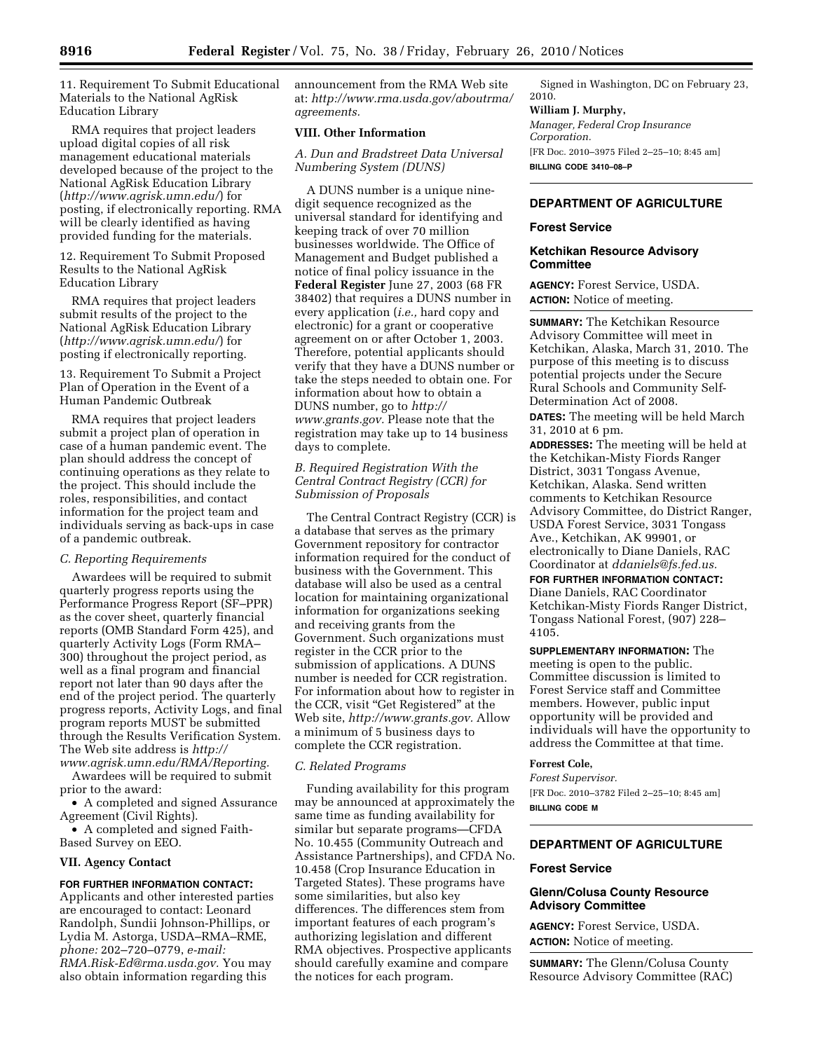11. Requirement To Submit Educational Materials to the National AgRisk Education Library

RMA requires that project leaders upload digital copies of all risk management educational materials developed because of the project to the National AgRisk Education Library (*http://www.agrisk.umn.edu/*) for posting, if electronically reporting. RMA will be clearly identified as having provided funding for the materials.

12. Requirement To Submit Proposed Results to the National AgRisk Education Library

RMA requires that project leaders submit results of the project to the National AgRisk Education Library (*http://www.agrisk.umn.edu/*) for posting if electronically reporting.

13. Requirement To Submit a Project Plan of Operation in the Event of a Human Pandemic Outbreak

RMA requires that project leaders submit a project plan of operation in case of a human pandemic event. The plan should address the concept of continuing operations as they relate to the project. This should include the roles, responsibilities, and contact information for the project team and individuals serving as back-ups in case of a pandemic outbreak.

*C. Reporting Requirements*

Awardees will be required to submit quarterly progress reports using the Performance Progress Report (SF–PPR) as the cover sheet, quarterly financial reports (OMB Standard Form 425), and quarterly Activity Logs (Form RMA–300) throughout the project period, as well as a final program and financial report not later than 90 days after the end of the project period. The quarterly progress reports, Activity Logs, and final program reports MUST be submitted through the Results Verification System. The Web site address is *http://www.agrisk.umn.edu/RMA/Reporting.*

Awardees will be required to submit prior to the award:

- A completed and signed Assurance Agreement (Civil Rights).
- A completed and signed Faith-Based Survey on EEO.

## VII. Agency Contact

**FOR FURTHER INFORMATION CONTACT:** Applicants and other interested parties are encouraged to contact: Leonard Randolph, Sundii Johnson-Phillips, or Lydia M. Astorga, USDA–RMA–RME, *phone:* 202–720–0779, *e-mail: RMA.Risk-Ed@rma.usda.gov.* You may also obtain information regarding this announcement from the RMA Web site at: *http://www.rma.usda.gov/aboutrma/agreements.*

## VIII. Other Information

*A. Dun and Bradstreet Data Universal Numbering System (DUNS)*

A DUNS number is a unique nine-digit sequence recognized as the universal standard for identifying and keeping track of over 70 million businesses worldwide. The Office of Management and Budget published a notice of final policy issuance in the **Federal Register** June 27, 2003 (68 FR 38402) that requires a DUNS number in every application (*i.e.,* hard copy and electronic) for a grant or cooperative agreement on or after October 1, 2003. Therefore, potential applicants should verify that they have a DUNS number or take the steps needed to obtain one. For information about how to obtain a DUNS number, go to *http://www.grants.gov.* Please note that the registration may take up to 14 business days to complete.

*B. Required Registration With the Central Contract Registry (CCR) for Submission of Proposals*

The Central Contract Registry (CCR) is a database that serves as the primary Government repository for contractor information required for the conduct of business with the Government. This database will also be used as a central location for maintaining organizational information for organizations seeking and receiving grants from the Government. Such organizations must register in the CCR prior to the submission of applications. A DUNS number is needed for CCR registration. For information about how to register in the CCR, visit "Get Registered" at the Web site, *http://www.grants.gov.* Allow a minimum of 5 business days to complete the CCR registration.

*C. Related Programs*

Funding availability for this program may be announced at approximately the same time as funding availability for similar but separate programs—CFDA No. 10.455 (Community Outreach and Assistance Partnerships), and CFDA No. 10.458 (Crop Insurance Education in Targeted States). These programs have some similarities, but also key differences. The differences stem from important features of each program's authorizing legislation and different RMA objectives. Prospective applicants should carefully examine and compare the notices for each program.

Signed in Washington, DC on February 23, 2010.

**William J. Murphy,**

*Manager, Federal Crop Insurance Corporation.*

[FR Doc. 2010–3975 Filed 2–25–10; 8:45 am]

**BILLING CODE 3410–08–P**

---

# DEPARTMENT OF AGRICULTURE

## Forest Service

### Ketchikan Resource Advisory Committee

**AGENCY:** Forest Service, USDA.

**ACTION:** Notice of meeting.

**SUMMARY:** The Ketchikan Resource Advisory Committee will meet in Ketchikan, Alaska, March 31, 2010. The purpose of this meeting is to discuss potential projects under the Secure Rural Schools and Community Self-Determination Act of 2008.

**DATES:** The meeting will be held March 31, 2010 at 6 pm.

**ADDRESSES:** The meeting will be held at the Ketchikan-Misty Fiords Ranger District, 3031 Tongass Avenue, Ketchikan, Alaska. Send written comments to Ketchikan Resource Advisory Committee, do District Ranger, USDA Forest Service, 3031 Tongass Ave., Ketchikan, AK 99901, or electronically to Diane Daniels, RAC Coordinator at *ddaniels@fs.fed.us.*

**FOR FURTHER INFORMATION CONTACT:** Diane Daniels, RAC Coordinator Ketchikan-Misty Fiords Ranger District, Tongass National Forest, (907) 228–4105.

**SUPPLEMENTARY INFORMATION:** The meeting is open to the public. Committee discussion is limited to Forest Service staff and Committee members. However, public input opportunity will be provided and individuals will have the opportunity to address the Committee at that time.

**Forrest Cole,**

*Forest Supervisor.*

[FR Doc. 2010–3782 Filed 2–25–10; 8:45 am]

**BILLING CODE M**

---

# DEPARTMENT OF AGRICULTURE

## Forest Service

### Glenn/Colusa County Resource Advisory Committee

**AGENCY:** Forest Service, USDA.

**ACTION:** Notice of meeting.

**SUMMARY:** The Glenn/Colusa County Resource Advisory Committee (RAC)